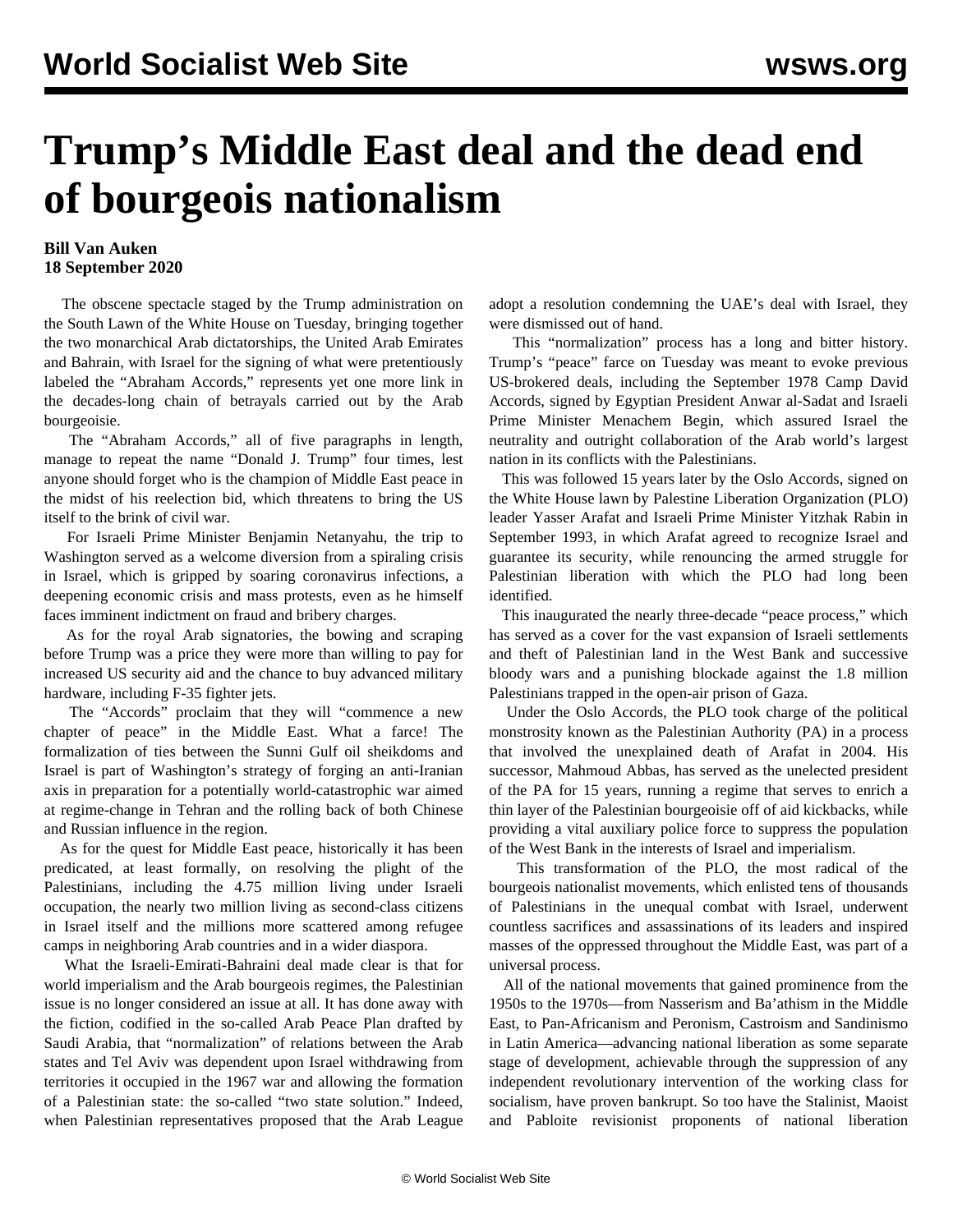# Trump's Middle East deal and the dead end of bourgeois nationalism

**Bill Van Auken**
**18 September 2020**

The obscene spectacle staged by the Trump administration on the South Lawn of the White House on Tuesday, bringing together the two monarchical Arab dictatorships, the United Arab Emirates and Bahrain, with Israel for the signing of what were pretentiously labeled the "Abraham Accords," represents yet one more link in the decades-long chain of betrayals carried out by the Arab bourgeoisie.

The "Abraham Accords," all of five paragraphs in length, manage to repeat the name "Donald J. Trump" four times, lest anyone should forget who is the champion of Middle East peace in the midst of his reelection bid, which threatens to bring the US itself to the brink of civil war.

For Israeli Prime Minister Benjamin Netanyahu, the trip to Washington served as a welcome diversion from a spiraling crisis in Israel, which is gripped by soaring coronavirus infections, a deepening economic crisis and mass protests, even as he himself faces imminent indictment on fraud and bribery charges.

As for the royal Arab signatories, the bowing and scraping before Trump was a price they were more than willing to pay for increased US security aid and the chance to buy advanced military hardware, including F-35 fighter jets.

The "Accords" proclaim that they will "commence a new chapter of peace" in the Middle East. What a farce! The formalization of ties between the Sunni Gulf oil sheikdoms and Israel is part of Washington's strategy of forging an anti-Iranian axis in preparation for a potentially world-catastrophic war aimed at regime-change in Tehran and the rolling back of both Chinese and Russian influence in the region.

As for the quest for Middle East peace, historically it has been predicated, at least formally, on resolving the plight of the Palestinians, including the 4.75 million living under Israeli occupation, the nearly two million living as second-class citizens in Israel itself and the millions more scattered among refugee camps in neighboring Arab countries and in a wider diaspora.

What the Israeli-Emirati-Bahraini deal made clear is that for world imperialism and the Arab bourgeois regimes, the Palestinian issue is no longer considered an issue at all. It has done away with the fiction, codified in the so-called Arab Peace Plan drafted by Saudi Arabia, that "normalization" of relations between the Arab states and Tel Aviv was dependent upon Israel withdrawing from territories it occupied in the 1967 war and allowing the formation of a Palestinian state: the so-called "two state solution." Indeed, when Palestinian representatives proposed that the Arab League adopt a resolution condemning the UAE's deal with Israel, they were dismissed out of hand.

This "normalization" process has a long and bitter history. Trump's "peace" farce on Tuesday was meant to evoke previous US-brokered deals, including the September 1978 Camp David Accords, signed by Egyptian President Anwar al-Sadat and Israeli Prime Minister Menachem Begin, which assured Israel the neutrality and outright collaboration of the Arab world's largest nation in its conflicts with the Palestinians.

This was followed 15 years later by the Oslo Accords, signed on the White House lawn by Palestine Liberation Organization (PLO) leader Yasser Arafat and Israeli Prime Minister Yitzhak Rabin in September 1993, in which Arafat agreed to recognize Israel and guarantee its security, while renouncing the armed struggle for Palestinian liberation with which the PLO had long been identified.

This inaugurated the nearly three-decade "peace process," which has served as a cover for the vast expansion of Israeli settlements and theft of Palestinian land in the West Bank and successive bloody wars and a punishing blockade against the 1.8 million Palestinians trapped in the open-air prison of Gaza.

Under the Oslo Accords, the PLO took charge of the political monstrosity known as the Palestinian Authority (PA) in a process that involved the unexplained death of Arafat in 2004. His successor, Mahmoud Abbas, has served as the unelected president of the PA for 15 years, running a regime that serves to enrich a thin layer of the Palestinian bourgeoisie off of aid kickbacks, while providing a vital auxiliary police force to suppress the population of the West Bank in the interests of Israel and imperialism.

This transformation of the PLO, the most radical of the bourgeois nationalist movements, which enlisted tens of thousands of Palestinians in the unequal combat with Israel, underwent countless sacrifices and assassinations of its leaders and inspired masses of the oppressed throughout the Middle East, was part of a universal process.

All of the national movements that gained prominence from the 1950s to the 1970s—from Nasserism and Ba'athism in the Middle East, to Pan-Africanism and Peronism, Castroism and Sandinismo in Latin America—advancing national liberation as some separate stage of development, achievable through the suppression of any independent revolutionary intervention of the working class for socialism, have proven bankrupt. So too have the Stalinist, Maoist and Pabloite revisionist proponents of national liberation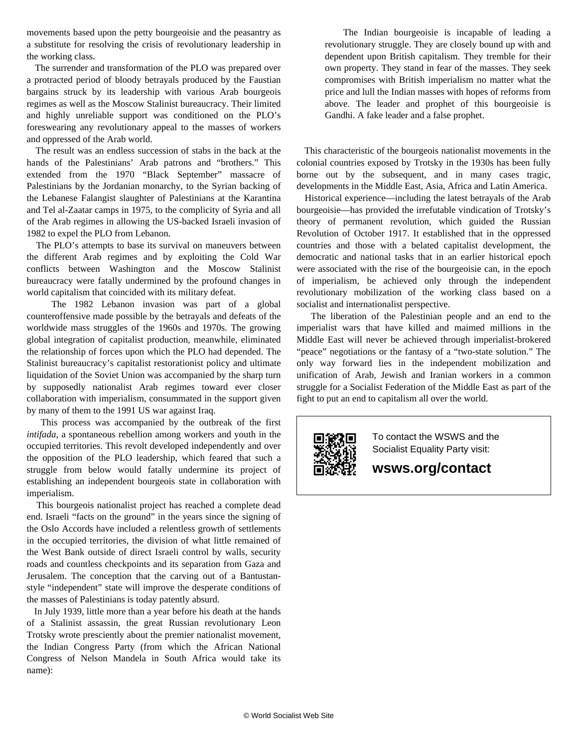movements based upon the petty bourgeoisie and the peasantry as a substitute for resolving the crisis of revolutionary leadership in the working class.

The surrender and transformation of the PLO was prepared over a protracted period of bloody betrayals produced by the Faustian bargains struck by its leadership with various Arab bourgeois regimes as well as the Moscow Stalinist bureaucracy. Their limited and highly unreliable support was conditioned on the PLO's foreswearing any revolutionary appeal to the masses of workers and oppressed of the Arab world.

The result was an endless succession of stabs in the back at the hands of the Palestinians' Arab patrons and "brothers." This extended from the 1970 "Black September" massacre of Palestinians by the Jordanian monarchy, to the Syrian backing of the Lebanese Falangist slaughter of Palestinians at the Karantina and Tel al-Zaatar camps in 1975, to the complicity of Syria and all of the Arab regimes in allowing the US-backed Israeli invasion of 1982 to expel the PLO from Lebanon.

The PLO's attempts to base its survival on maneuvers between the different Arab regimes and by exploiting the Cold War conflicts between Washington and the Moscow Stalinist bureaucracy were fatally undermined by the profound changes in world capitalism that coincided with its military defeat.

The 1982 Lebanon invasion was part of a global counteroffensive made possible by the betrayals and defeats of the worldwide mass struggles of the 1960s and 1970s. The growing global integration of capitalist production, meanwhile, eliminated the relationship of forces upon which the PLO had depended. The Stalinist bureaucracy's capitalist restorationist policy and ultimate liquidation of the Soviet Union was accompanied by the sharp turn by supposedly nationalist Arab regimes toward ever closer collaboration with imperialism, consummated in the support given by many of them to the 1991 US war against Iraq.

This process was accompanied by the outbreak of the first *intifada*, a spontaneous rebellion among workers and youth in the occupied territories. This revolt developed independently and over the opposition of the PLO leadership, which feared that such a struggle from below would fatally undermine its project of establishing an independent bourgeois state in collaboration with imperialism.

This bourgeois nationalist project has reached a complete dead end. Israeli "facts on the ground" in the years since the signing of the Oslo Accords have included a relentless growth of settlements in the occupied territories, the division of what little remained of the West Bank outside of direct Israeli control by walls, security roads and countless checkpoints and its separation from Gaza and Jerusalem. The conception that the carving out of a Bantustan-style "independent" state will improve the desperate conditions of the masses of Palestinians is today patently absurd.

In July 1939, little more than a year before his death at the hands of a Stalinist assassin, the great Russian revolutionary Leon Trotsky wrote presciently about the premier nationalist movement, the Indian Congress Party (from which the African National Congress of Nelson Mandela in South Africa would take its name):

> The Indian bourgeoisie is incapable of leading a revolutionary struggle. They are closely bound up with and dependent upon British capitalism. They tremble for their own property. They stand in fear of the masses. They seek compromises with British imperialism no matter what the price and lull the Indian masses with hopes of reforms from above. The leader and prophet of this bourgeoisie is Gandhi. A fake leader and a false prophet.

This characteristic of the bourgeois nationalist movements in the colonial countries exposed by Trotsky in the 1930s has been fully borne out by the subsequent, and in many cases tragic, developments in the Middle East, Asia, Africa and Latin America.

Historical experience—including the latest betrayals of the Arab bourgeoisie—has provided the irrefutable vindication of Trotsky's theory of permanent revolution, which guided the Russian Revolution of October 1917. It established that in the oppressed countries and those with a belated capitalist development, the democratic and national tasks that in an earlier historical epoch were associated with the rise of the bourgeoisie can, in the epoch of imperialism, be achieved only through the independent revolutionary mobilization of the working class based on a socialist and internationalist perspective.

The liberation of the Palestinian people and an end to the imperialist wars that have killed and maimed millions in the Middle East will never be achieved through imperialist-brokered "peace" negotiations or the fantasy of a "two-state solution." The only way forward lies in the independent mobilization and unification of Arab, Jewish and Iranian workers in a common struggle for a Socialist Federation of the Middle East as part of the fight to put an end to capitalism all over the world.

To contact the WSWS and the Socialist Equality Party visit:

**wsws.org/contact**